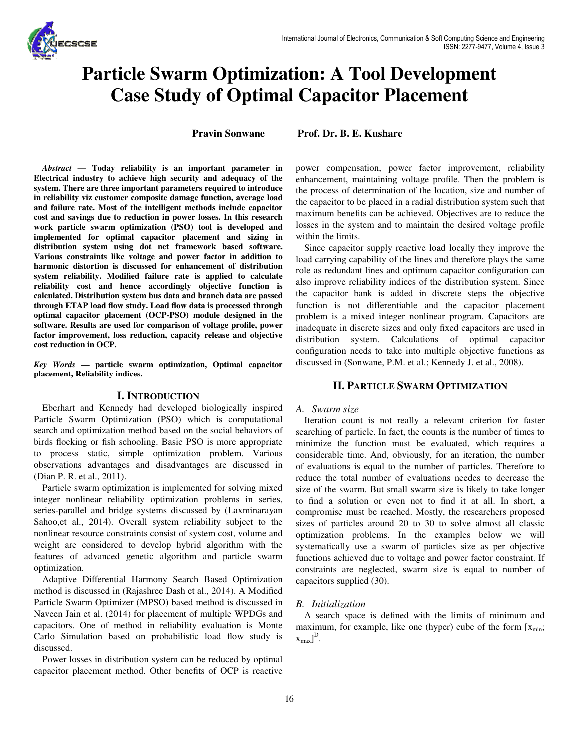# Particle Swarm Optimization: A Tool Development Case Study of Optimal Capacitor Placement

**Pravin Sonwane** **Prof. Dr. B. E. Kushare**

***Abstract*** **— Today reliability is an important parameter in Electrical industry to achieve high security and adequacy of the system. There are three important parameters required to introduce in reliability viz customer composite damage function, average load and failure rate. Most of the intelligent methods include capacitor cost and savings due to reduction in power losses. In this research work particle swarm optimization (PSO) tool is developed and implemented for optimal capacitor placement and sizing in distribution system using dot net framework based software. Various constraints like voltage and power factor in addition to harmonic distortion is discussed for enhancement of distribution system reliability. Modified failure rate is applied to calculate reliability cost and hence accordingly objective function is calculated. Distribution system bus data and branch data are passed through ETAP load flow study. Load flow data is processed through optimal capacitor placement (OCP-PSO) module designed in the software. Results are used for comparison of voltage profile, power factor improvement, loss reduction, capacity release and objective cost reduction in OCP.**

***Key Words*** **— particle swarm optimization, Optimal capacitor placement, Reliability indices.**

## I. Introduction

Eberhart and Kennedy had developed biologically inspired Particle Swarm Optimization (PSO) which is computational search and optimization method based on the social behaviors of birds flocking or fish schooling. Basic PSO is more appropriate to process static, simple optimization problem. Various observations advantages and disadvantages are discussed in (Dian P. R. et al., 2011).

Particle swarm optimization is implemented for solving mixed integer nonlinear reliability optimization problems in series, series-parallel and bridge systems discussed by (Laxminarayan Sahoo,et al., 2014). Overall system reliability subject to the nonlinear resource constraints consist of system cost, volume and weight are considered to develop hybrid algorithm with the features of advanced genetic algorithm and particle swarm optimization.

Adaptive Differential Harmony Search Based Optimization method is discussed in (Rajashree Dash et al., 2014). A Modified Particle Swarm Optimizer (MPSO) based method is discussed in Naveen Jain et al. (2014) for placement of multiple WPDGs and capacitors. One of method in reliability evaluation is Monte Carlo Simulation based on probabilistic load flow study is discussed.

Power losses in distribution system can be reduced by optimal capacitor placement method. Other benefits of OCP is reactive power compensation, power factor improvement, reliability enhancement, maintaining voltage profile. Then the problem is the process of determination of the location, size and number of the capacitor to be placed in a radial distribution system such that maximum benefits can be achieved. Objectives are to reduce the losses in the system and to maintain the desired voltage profile within the limits.

Since capacitor supply reactive load locally they improve the load carrying capability of the lines and therefore plays the same role as redundant lines and optimum capacitor configuration can also improve reliability indices of the distribution system. Since the capacitor bank is added in discrete steps the objective function is not differentiable and the capacitor placement problem is a mixed integer nonlinear program. Capacitors are inadequate in discrete sizes and only fixed capacitors are used in distribution system. Calculations of optimal capacitor configuration needs to take into multiple objective functions as discussed in (Sonwane, P.M. et al.; Kennedy J. et al., 2008).

## II. Particle Swarm Optimization

### *A. Swarm size*

Iteration count is not really a relevant criterion for faster searching of particle. In fact, the counts is the number of times to minimize the function must be evaluated, which requires a considerable time. And, obviously, for an iteration, the number of evaluations is equal to the number of particles. Therefore to reduce the total number of evaluations needs to decrease the size of the swarm. But small swarm size is likely to take longer to find a solution or even not to find it at all. In short, a compromise must be reached. Mostly, the researchers proposed sizes of particles around 20 to 30 to solve almost all classic optimization problems. In the examples below we will systematically use a swarm of particles size as per objective functions achieved due to voltage and power factor constraint. If constraints are neglected, swarm size is equal to number of capacitors supplied (30).

### *B. Initialization*

A search space is defined with the limits of minimum and maximum, for example, like one (hyper) cube of the form $[x_{min}; x_{max}]^D$.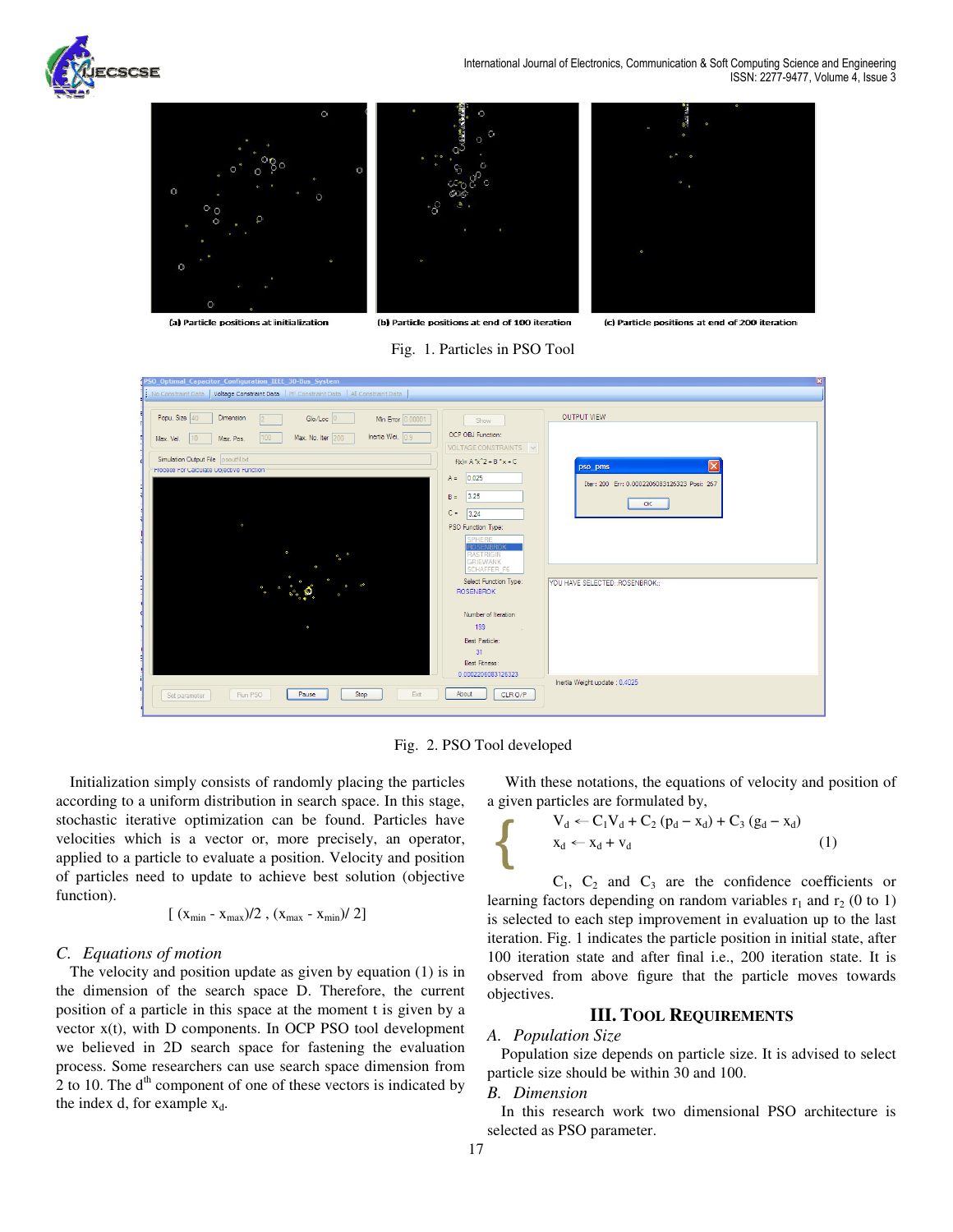Fig. 1. Particles in PSO Tool

Fig. 2. PSO Tool developed

Initialization simply consists of randomly placing the particles according to a uniform distribution in search space. In this stage, stochastic iterative optimization can be found. Particles have velocities which is a vector or, more precisely, an operator, applied to a particle to evaluate a position. Velocity and position of particles need to update to achieve best solution (objective function).

$$[ (x_{min} - x_{max})/2 , (x_{max} - x_{min})/ 2]$$

### C. Equations of motion

The velocity and position update as given by equation (1) is in the dimension of the search space D. Therefore, the current position of a particle in this space at the moment t is given by a vector x(t), with D components. In OCP PSO tool development we believed in 2D search space for fastening the evaluation process. Some researchers can use search space dimension from 2 to 10. The d[th] component of one of these vectors is indicated by the index d, for example $x_d$.

With these notations, the equations of velocity and position of a given particles are formulated by,

$$\begin{cases} V_d \leftarrow C_1 V_d + C_2 (p_d - x_d) + C_3 (g_d - x_d) \\ x_d \leftarrow x_d + v_d \end{cases} \quad (1)$$

$C_1$, $C_2$ and $C_3$ are the confidence coefficients or learning factors depending on random variables $r_1$ and $r_2$ (0 to 1) is selected to each step improvement in evaluation up to the last iteration. Fig. 1 indicates the particle position in initial state, after 100 iteration state and after final i.e., 200 iteration state. It is observed from above figure that the particle moves towards objectives.

## III. Tool Requirements

### A. Population Size

Population size depends on particle size. It is advised to select particle size should be within 30 and 100.

### B. Dimension

In this research work two dimensional PSO architecture is selected as PSO parameter.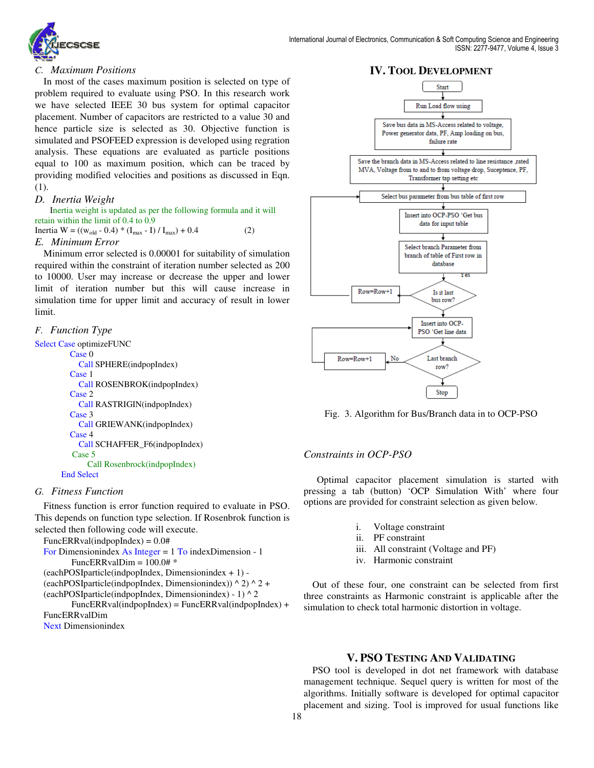### C. Maximum Positions

In most of the cases maximum position is selected on type of problem required to evaluate using PSO. In this research work we have selected IEEE 30 bus system for optimal capacitor placement. Number of capacitors are restricted to a value 30 and hence particle size is selected as 30. Objective function is simulated and PSOFEED expression is developed using regration analysis. These equations are evaluated as particle positions equal to 100 as maximum position, which can be traced by providing modified velocities and positions as discussed in Eqn. (1).

### D. Inertia Weight

Inertia weight is updated as per the following formula and it will retain within the limit of 0.4 to 0.9

Inertia W = $((w_{old} - 0.4) * (I_{max} - I) / I_{max}) + 0.4$ (2)

### E. Minimum Error

Minimum error selected is 0.00001 for suitability of simulation required within the constraint of iteration number selected as 200 to 10000. User may increase or decrease the upper and lower limit of iteration number but this will cause increase in simulation time for upper limit and accuracy of result in lower limit.

### F. Function Type

```
Select Case optimizeFUNC
    Case 0
        Call SPHERE(indpopIndex)
    Case 1
        Call ROSENBROK(indpopIndex)
    Case 2
        Call RASTRIGIN(indpopIndex)
    Case 3
        Call GRIEWANK(indpopIndex)
    Case 4
        Call SCHAFFER_F6(indpopIndex)
    Case 5
        Call Rosenbrock(indpopIndex)
End Select
```

### G. Fitness Function

Fitness function is error function required to evaluate in PSO. This depends on function type selection. If Rosenbrok function is selected then following code will execute.

```
FuncERRval(indpopIndex) = 0.0#
For Dimensionindex As Integer = 1 To indexDimension - 1
    FuncERRvalDim = 100.0# * (eachPOSIparticle(indpopIndex, Dimensionindex + 1) - (eachPOSIparticle(indpopIndex, Dimensionindex)) ^ 2) ^ 2 + (eachPOSIparticle(indpopIndex, Dimensionindex) - 1) ^ 2
    FuncERRval(indpopIndex) = FuncERRval(indpopIndex) + FuncERRvalDim
Next Dimensionindex
```

## IV. Tool Development

Start → Run Load flow using → Save bus data in MS-Access related to voltage, Power generator data, PF, Amp loading on bus, failure rate → Save the branch data in MS-Access related to line resistance ,rated MVA, Voltage from to and to from voltage drop, Suceptence, PF, Transformer tap setting etc → Select bus parameter from bus table of first row → Insert into OCP-PSO 'Get bus data for input table → Select branch Parameter from branch of table of First row in database → Is it last bus row? (No: Row=Row+1, Yes) → Insert into OCP-PSO 'Get line data → Last branch row? (No: Row=Row+1) → Stop

Fig. 3. Algorithm for Bus/Branch data in to OCP-PSO

### Constraints in OCP-PSO

Optimal capacitor placement simulation is started with pressing a tab (button) 'OCP Simulation With' where four options are provided for constraint selection as given below.

i. Voltage constraint
ii. PF constraint
iii. All constraint (Voltage and PF)
iv. Harmonic constraint

Out of these four, one constraint can be selected from first three constraints as Harmonic constraint is applicable after the simulation to check total harmonic distortion in voltage.

## V. PSO Testing and Validating

PSO tool is developed in dot net framework with database management technique. Sequel query is written for most of the algorithms. Initially software is developed for optimal capacitor placement and sizing. Tool is improved for usual functions like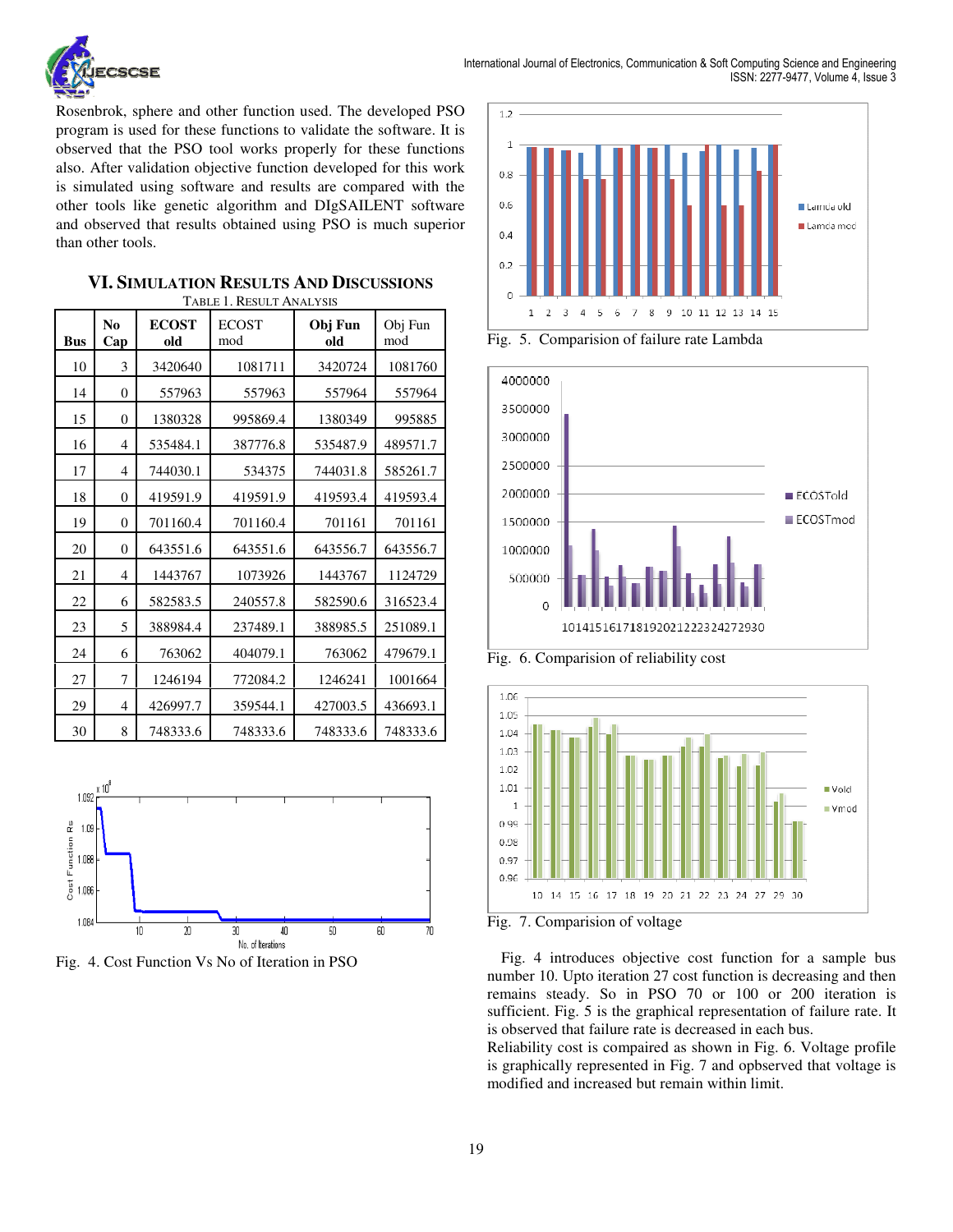Rosenbrok, sphere and other function used. The developed PSO program is used for these functions to validate the software. It is observed that the PSO tool works properly for these functions also. After validation objective function developed for this work is simulated using software and results are compared with the other tools like genetic algorithm and DIgSAILENT software and observed that results obtained using PSO is much superior than other tools.

## VI. Simulation Results And Discussions

TABLE 1. RESULT ANALYSIS

| Bus | No Cap | ECOST old | ECOST mod | Obj Fun old | Obj Fun mod |
|---|---|---|---|---|---|
| 10 | 3 | 3420640 | 1081711 | 3420724 | 1081760 |
| 14 | 0 | 557963 | 557963 | 557964 | 557964 |
| 15 | 0 | 1380328 | 995869.4 | 1380349 | 995885 |
| 16 | 4 | 535484.1 | 387776.8 | 535487.9 | 489571.7 |
| 17 | 4 | 744030.1 | 534375 | 744031.8 | 585261.7 |
| 18 | 0 | 419591.9 | 419591.9 | 419593.4 | 419593.4 |
| 19 | 0 | 701160.4 | 701160.4 | 701161 | 701161 |
| 20 | 0 | 643551.6 | 643551.6 | 643556.7 | 643556.7 |
| 21 | 4 | 1443767 | 1073926 | 1443767 | 1124729 |
| 22 | 6 | 582583.5 | 240557.8 | 582590.6 | 316523.4 |
| 23 | 5 | 388984.4 | 237489.1 | 388985.5 | 251089.1 |
| 24 | 6 | 763062 | 404079.1 | 763062 | 479679.1 |
| 27 | 7 | 1246194 | 772084.2 | 1246241 | 1001664 |
| 29 | 4 | 426997.7 | 359544.1 | 427003.5 | 436693.1 |
| 30 | 8 | 748333.6 | 748333.6 | 748333.6 | 748333.6 |

Fig. 4. Cost Function Vs No of Iteration in PSO

Fig. 5. Comparision of failure rate Lambda

Fig. 6. Comparision of reliability cost

Fig. 7. Comparision of voltage

Fig. 4 introduces objective cost function for a sample bus number 10. Upto iteration 27 cost function is decreasing and then remains steady. So in PSO 70 or 100 or 200 iteration is sufficient. Fig. 5 is the graphical representation of failure rate. It is observed that failure rate is decreased in each bus.

Reliability cost is compaired as shown in Fig. 6. Voltage profile is graphically represented in Fig. 7 and opbserved that voltage is modified and increased but remain within limit.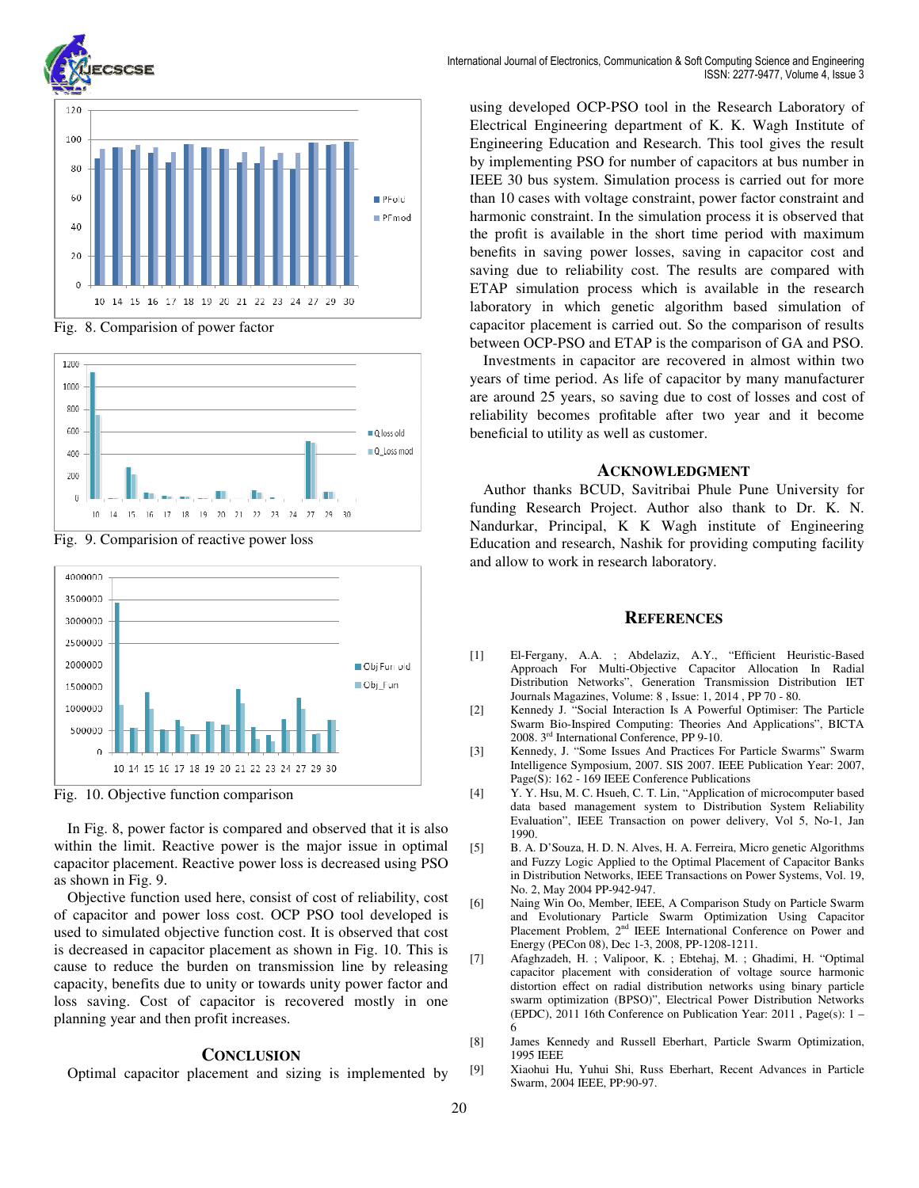Fig. 8. Comparision of power factor

Fig. 9. Comparision of reactive power loss

Fig. 10. Objective function comparison

In Fig. 8, power factor is compared and observed that it is also within the limit. Reactive power is the major issue in optimal capacitor placement. Reactive power loss is decreased using PSO as shown in Fig. 9.

Objective function used here, consist of cost of reliability, cost of capacitor and power loss cost. OCP PSO tool developed is used to simulated objective function cost. It is observed that cost is decreased in capacitor placement as shown in Fig. 10. This is cause to reduce the burden on transmission line by releasing capacity, benefits due to unity or towards unity power factor and loss saving. Cost of capacitor is recovered mostly in one planning year and then profit increases.

## CONCLUSION

Optimal capacitor placement and sizing is implemented by using developed OCP-PSO tool in the Research Laboratory of Electrical Engineering department of K. K. Wagh Institute of Engineering Education and Research. This tool gives the result by implementing PSO for number of capacitors at bus number in IEEE 30 bus system. Simulation process is carried out for more than 10 cases with voltage constraint, power factor constraint and harmonic constraint. In the simulation process it is observed that the profit is available in the short time period with maximum benefits in saving power losses, saving in capacitor cost and saving due to reliability cost. The results are compared with ETAP simulation process which is available in the research laboratory in which genetic algorithm based simulation of capacitor placement is carried out. So the comparison of results between OCP-PSO and ETAP is the comparison of GA and PSO.

Investments in capacitor are recovered in almost within two years of time period. As life of capacitor by many manufacturer are around 25 years, so saving due to cost of losses and cost of reliability becomes profitable after two year and it become beneficial to utility as well as customer.

## ACKNOWLEDGMENT

Author thanks BCUD, Savitribai Phule Pune University for funding Research Project. Author also thank to Dr. K. N. Nandurkar, Principal, K K Wagh institute of Engineering Education and research, Nashik for providing computing facility and allow to work in research laboratory.

## REFERENCES

[1] El-Fergany, A.A. ; Abdelaziz, A.Y., "Efficient Heuristic-Based Approach For Multi-Objective Capacitor Allocation In Radial Distribution Networks", Generation Transmission Distribution IET Journals Magazines, Volume: 8 , Issue: 1, 2014 , PP 70 - 80.

[2] Kennedy J. "Social Interaction Is A Powerful Optimiser: The Particle Swarm Bio-Inspired Computing: Theories And Applications", BICTA 2008. 3rd International Conference, PP 9-10.

[3] Kennedy, J. "Some Issues And Practices For Particle Swarms" Swarm Intelligence Symposium, 2007. SIS 2007. IEEE Publication Year: 2007, Page(S): 162 - 169 IEEE Conference Publications

[4] Y. Y. Hsu, M. C. Hsueh, C. T. Lin, "Application of microcomputer based data based management system to Distribution System Reliability Evaluation", IEEE Transaction on power delivery, Vol 5, No-1, Jan 1990.

[5] B. A. D'Souza, H. D. N. Alves, H. A. Ferreira, Micro genetic Algorithms and Fuzzy Logic Applied to the Optimal Placement of Capacitor Banks in Distribution Networks, IEEE Transactions on Power Systems, Vol. 19, No. 2, May 2004 PP-942-947.

[6] Naing Win Oo, Member, IEEE, A Comparison Study on Particle Swarm and Evolutionary Particle Swarm Optimization Using Capacitor Placement Problem, 2nd IEEE International Conference on Power and Energy (PECon 08), Dec 1-3, 2008, PP-1208-1211.

[7] Afaghzadeh, H. ; Valipoor, K. ; Ebtehaj, M. ; Ghadimi, H. "Optimal capacitor placement with consideration of voltage source harmonic distortion effect on radial distribution networks using binary particle swarm optimization (BPSO)", Electrical Power Distribution Networks (EPDC), 2011 16th Conference on Publication Year: 2011 , Page(s): 1 – 6

[8] James Kennedy and Russell Eberhart, Particle Swarm Optimization, 1995 IEEE

[9] Xiaohui Hu, Yuhui Shi, Russ Eberhart, Recent Advances in Particle Swarm, 2004 IEEE, PP:90-97.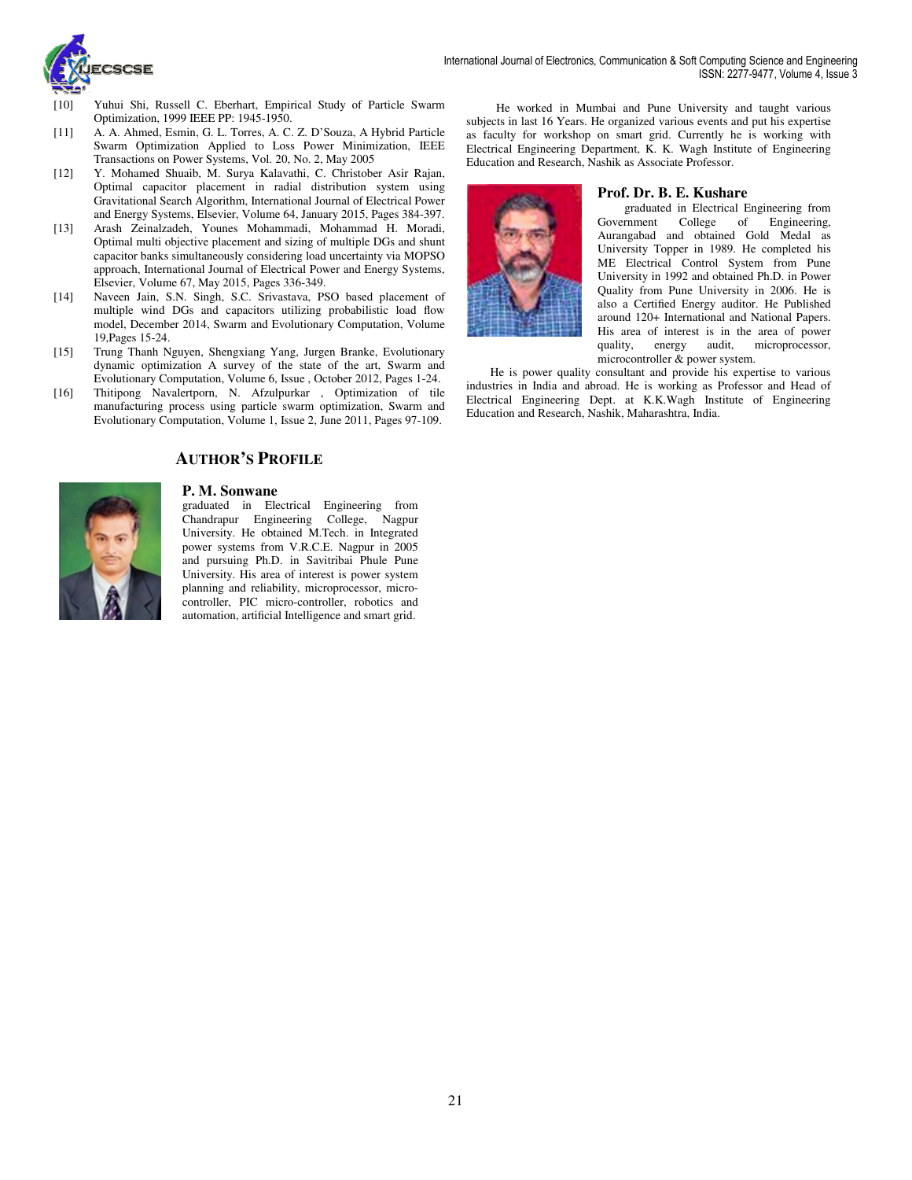[10] Yuhui Shi, Russell C. Eberhart, Empirical Study of Particle Swarm Optimization, 1999 IEEE PP: 1945-1950.

[11] A. A. Ahmed, Esmin, G. L. Torres, A. C. Z. D'Souza, A Hybrid Particle Swarm Optimization Applied to Loss Power Minimization, IEEE Transactions on Power Systems, Vol. 20, No. 2, May 2005

[12] Y. Mohamed Shuaib, M. Surya Kalavathi, C. Christober Asir Rajan, Optimal capacitor placement in radial distribution system using Gravitational Search Algorithm, International Journal of Electrical Power and Energy Systems, Elsevier, Volume 64, January 2015, Pages 384-397.

[13] Arash Zeinalzadeh, Younes Mohammadi, Mohammad H. Moradi, Optimal multi objective placement and sizing of multiple DGs and shunt capacitor banks simultaneously considering load uncertainty via MOPSO approach, International Journal of Electrical Power and Energy Systems, Elsevier, Volume 67, May 2015, Pages 336-349.

[14] Naveen Jain, S.N. Singh, S.C. Srivastava, PSO based placement of multiple wind DGs and capacitors utilizing probabilistic load flow model, December 2014, Swarm and Evolutionary Computation, Volume 19,Pages 15-24.

[15] Trung Thanh Nguyen, Shengxiang Yang, Jurgen Branke, Evolutionary dynamic optimization A survey of the state of the art, Swarm and Evolutionary Computation, Volume 6, Issue , October 2012, Pages 1-24.

[16] Thitipong Navalertporn, N. Afzulpurkar , Optimization of tile manufacturing process using particle swarm optimization, Swarm and Evolutionary Computation, Volume 1, Issue 2, June 2011, Pages 97-109.

## AUTHOR'S PROFILE

**P. M. Sonwane**
graduated in Electrical Engineering from Chandrapur Engineering College, Nagpur University. He obtained M.Tech. in Integrated power systems from V.R.C.E. Nagpur in 2005 and pursuing Ph.D. in Savitribai Phule Pune University. His area of interest is power system planning and reliability, microprocessor, micro-controller, PIC micro-controller, robotics and automation, artificial Intelligence and smart grid.

He worked in Mumbai and Pune University and taught various subjects in last 16 Years. He organized various events and put his expertise as faculty for workshop on smart grid. Currently he is working with Electrical Engineering Department, K. K. Wagh Institute of Engineering Education and Research, Nashik as Associate Professor.

**Prof. Dr. B. E. Kushare**
graduated in Electrical Engineering from Government College of Engineering, Aurangabad and obtained Gold Medal as University Topper in 1989. He completed his ME Electrical Control System from Pune University in 1992 and obtained Ph.D. in Power Quality from Pune University in 2006. He is also a Certified Energy auditor. He Published around 120+ International and National Papers. His area of interest is in the area of power quality, energy audit, microprocessor, microcontroller & power system.

He is power quality consultant and provide his expertise to various industries in India and abroad. He is working as Professor and Head of Electrical Engineering Dept. at K.K.Wagh Institute of Engineering Education and Research, Nashik, Maharashtra, India.